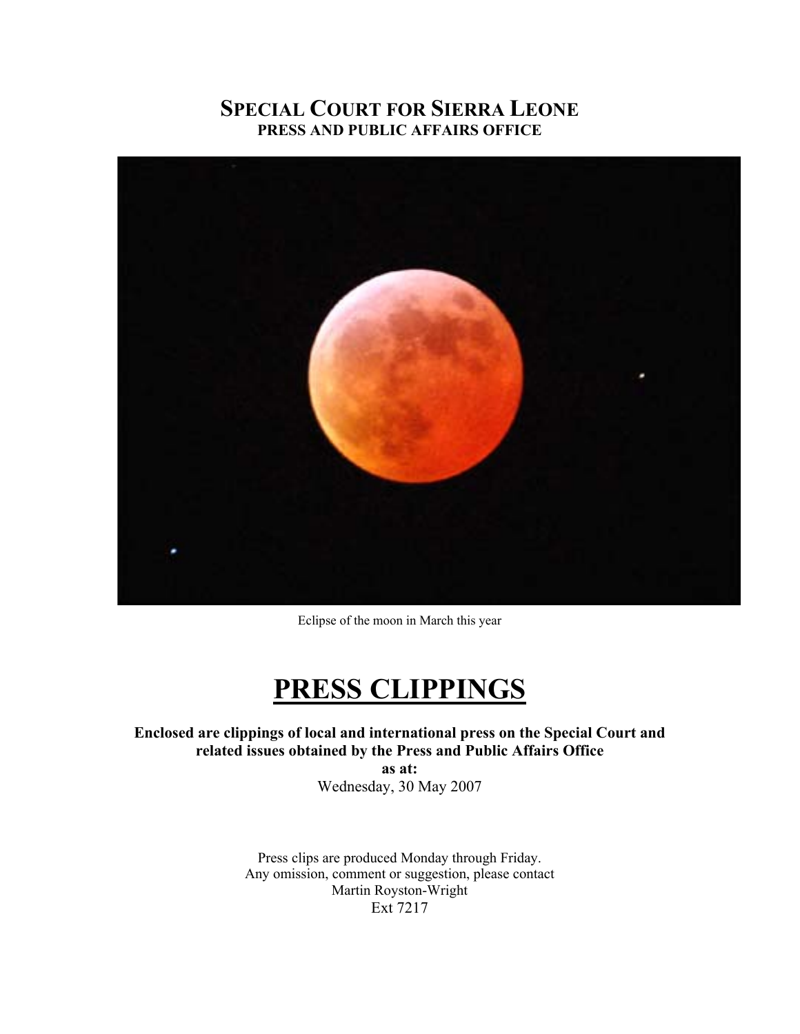# SPECIAL COURT FOR SIERRA LEONE

**PRESS AND PUBLIC AFFAIRS OFFICE**

Eclipse of the moon in March this year

# PRESS CLIPPINGS

**Enclosed are clippings of local and international press on the Special Court and related issues obtained by the Press and Public Affairs Office**

**as at:**

Wednesday, 30 May 2007

Press clips are produced Monday through Friday.
Any omission, comment or suggestion, please contact
Martin Royston-Wright
Ext 7217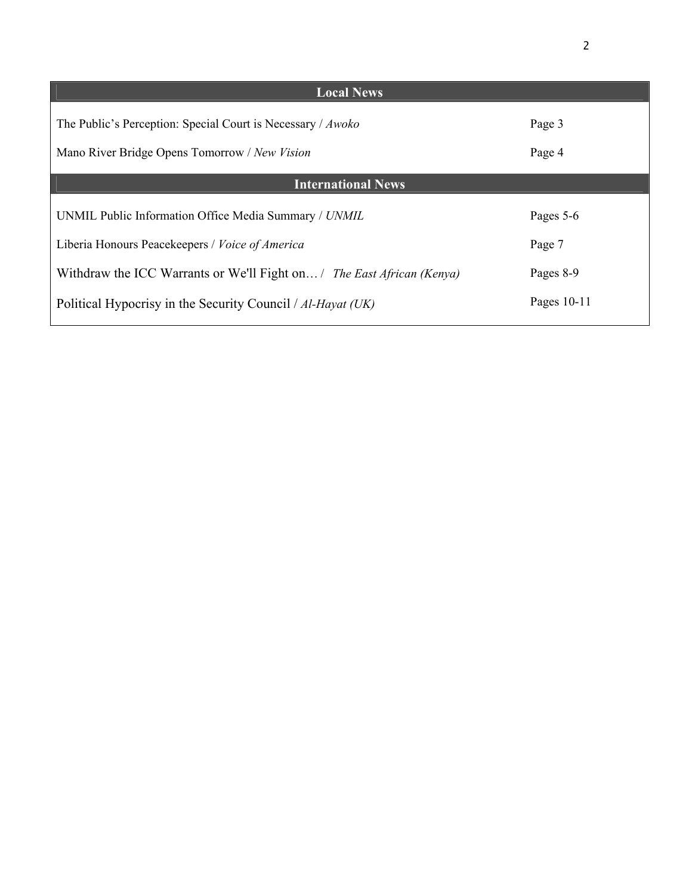## Local News

| | |
|---|---|
| The Public's Perception: Special Court is Necessary / *Awoko* | Page 3 |
| Mano River Bridge Opens Tomorrow / *New Vision* | Page 4 |

## International News

| | |
|---|---|
| UNMIL Public Information Office Media Summary / *UNMIL* | Pages 5-6 |
| Liberia Honours Peacekeepers / *Voice of America* | Page 7 |
| Withdraw the ICC Warrants or We'll Fight on… / *The East African (Kenya)* | Pages 8-9 |
| Political Hypocrisy in the Security Council / *Al-Hayat (UK)* | Pages 10-11 |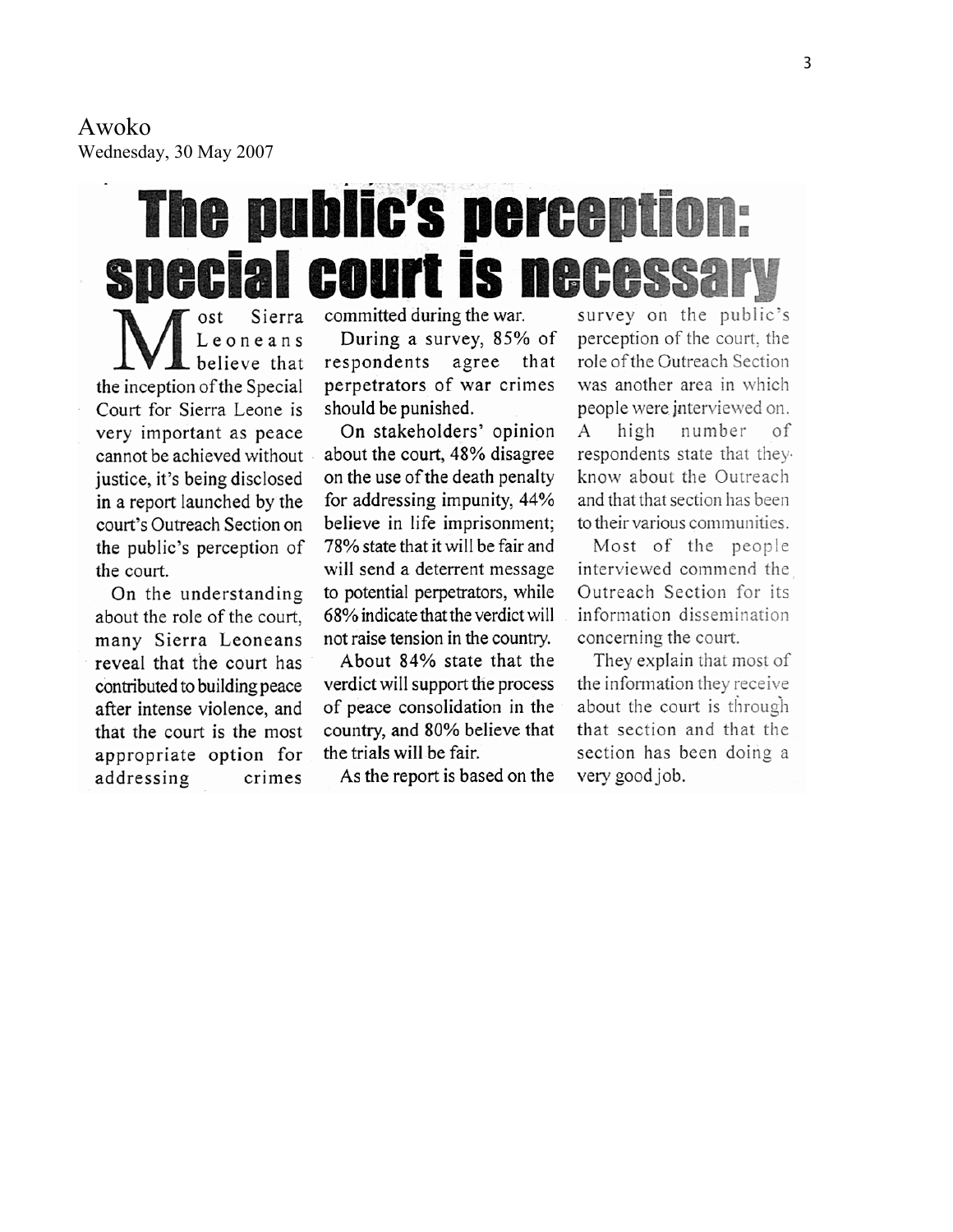Awoko
Wednesday, 30 May 2007

# The public's perception: special court is necessary

Most Sierra Leoneans believe that the inception of the Special Court for Sierra Leone is very important as peace cannot be achieved without justice, it's being disclosed in a report launched by the court's Outreach Section on the public's perception of the court.

On the understanding about the role of the court, many Sierra Leoneans reveal that the court has contributed to building peace after intense violence, and that the court is the most appropriate option for addressing crimes committed during the war.

During a survey, 85% of respondents agree that perpetrators of war crimes should be punished.

On stakeholders' opinion about the court, 48% disagree on the use of the death penalty for addressing impunity, 44% believe in life imprisonment; 78% state that it will be fair and will send a deterrent message to potential perpetrators, while 68% indicate that the verdict will not raise tension in the country.

About 84% state that the verdict will support the process of peace consolidation in the country, and 80% believe that the trials will be fair.

As the report is based on the survey on the public's perception of the court, the role of the Outreach Section was another area in which people were interviewed on. A high number of respondents state that they know about the Outreach and that that section has been to their various communities.

Most of the people interviewed commend the Outreach Section for its information dissemination concerning the court.

They explain that most of the information they receive about the court is through that section and that the section has been doing a very good job.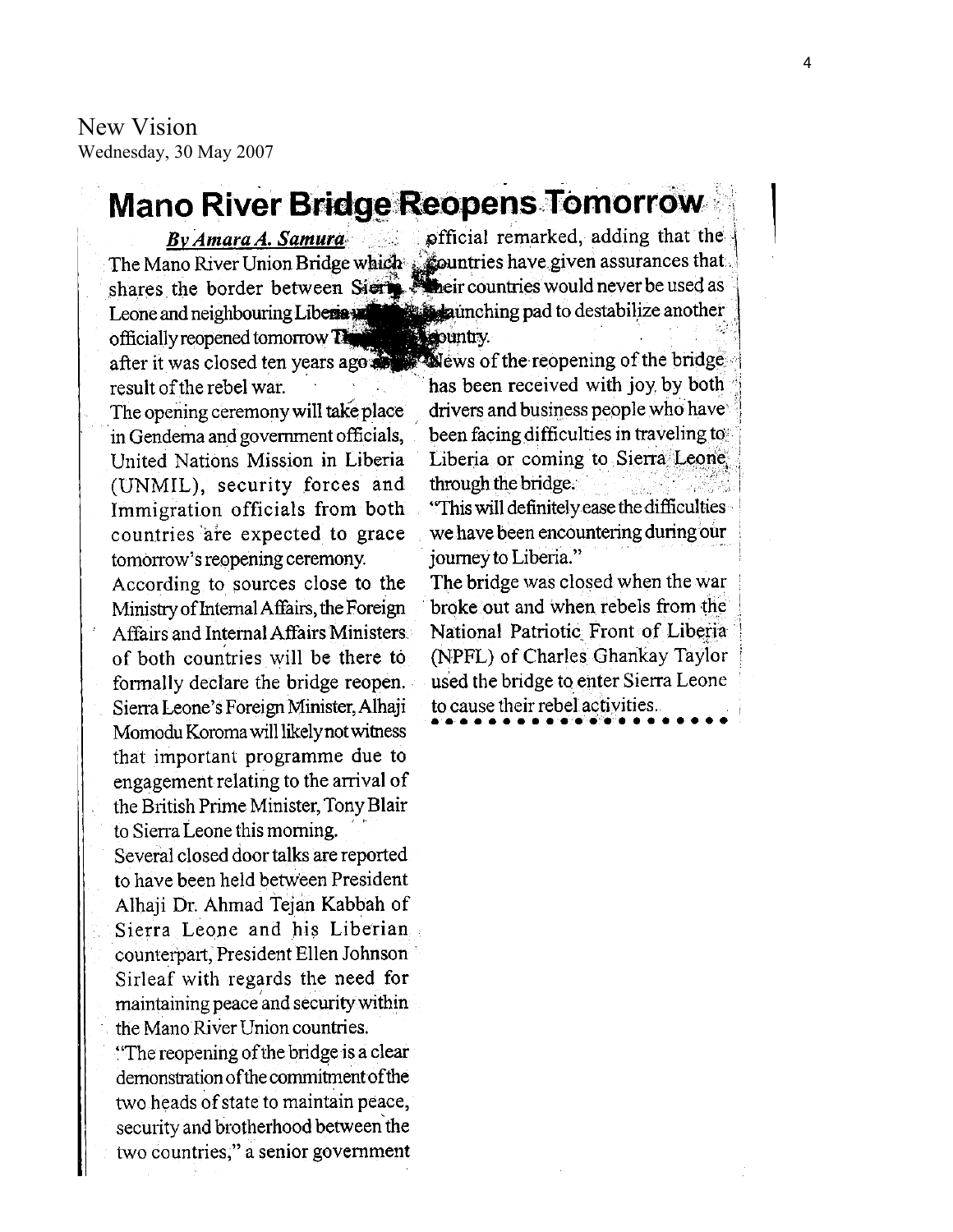New Vision
Wednesday, 30 May 2007

# Mano River Bridge Reopens Tomorrow

***By Amara A. Samura***

The Mano River Union Bridge which shares the border between Sierra Leone and neighbouring Liberia will be officially reopened tomorrow Thursday after it was closed ten years ago as a result of the rebel war.

The opening ceremony will take place in Gendema and government officials, United Nations Mission in Liberia (UNMIL), security forces and Immigration officials from both countries are expected to grace tomorrow's reopening ceremony.

According to sources close to the Ministry of Internal Affairs, the Foreign Affairs and Internal Affairs Ministers of both countries will be there to formally declare the bridge reopen. Sierra Leone's Foreign Minister, Alhaji Momodu Koroma will likely not witness that important programme due to engagement relating to the arrival of the British Prime Minister, Tony Blair to Sierra Leone this morning.

Several closed door talks are reported to have been held between President Alhaji Dr. Ahmad Tejan Kabbah of Sierra Leone and his Liberian counterpart, President Ellen Johnson Sirleaf with regards the need for maintaining peace and security within the Mano River Union countries.

"The reopening of the bridge is a clear demonstration of the commitment of the two heads of state to maintain peace, security and brotherhood between the two countries," a senior government official remarked, adding that the countries have given assurances that their countries would never be used as a launching pad to destabilize another country.

News of the reopening of the bridge has been received with joy by both drivers and business people who have been facing difficulties in traveling to Liberia or coming to Sierra Leone through the bridge.

"This will definitely ease the difficulties we have been encountering during our journey to Liberia."

The bridge was closed when the war broke out and when rebels from the National Patriotic Front of Liberia (NPFL) of Charles Ghankay Taylor used the bridge to enter Sierra Leone to cause their rebel activities.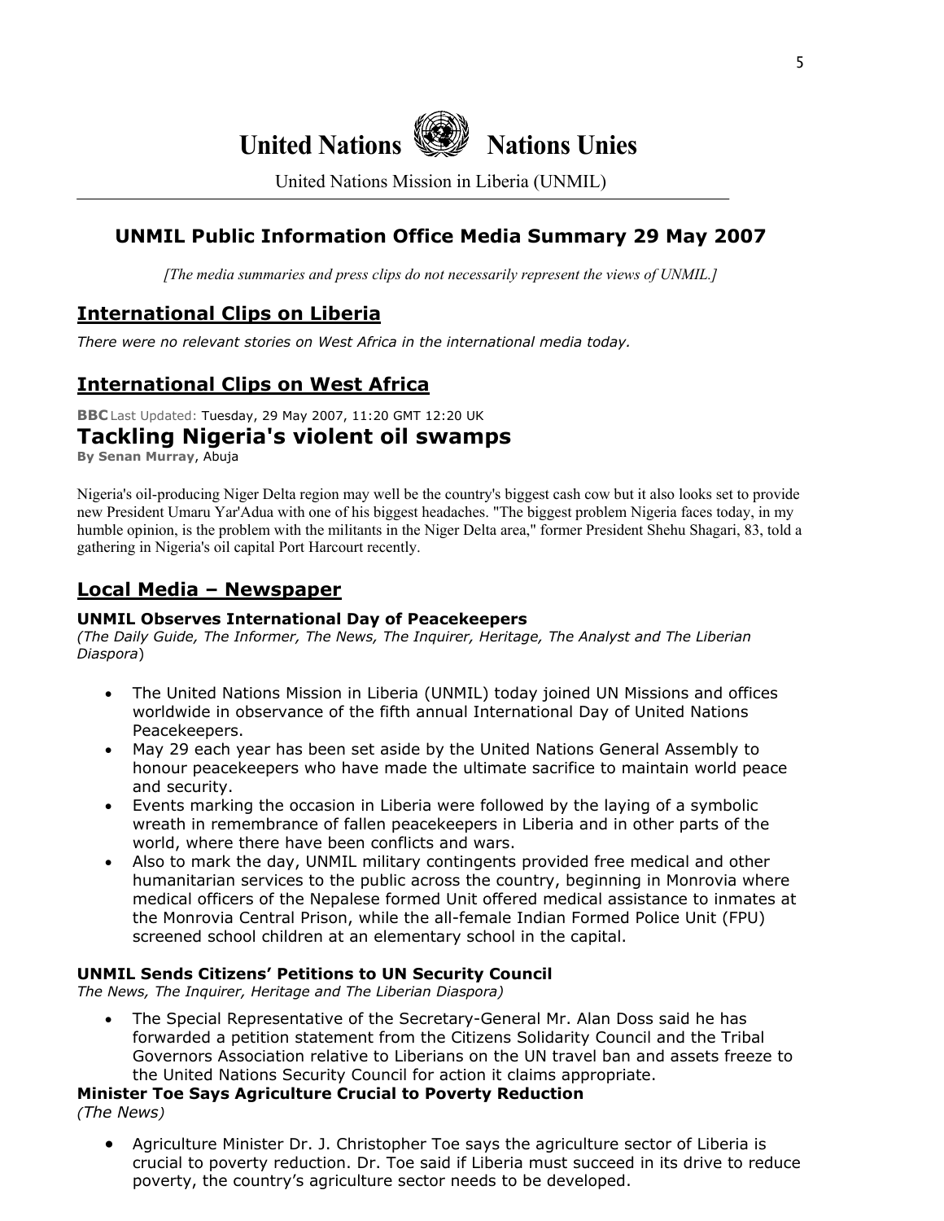# United Nations Nations Unies

United Nations Mission in Liberia (UNMIL)

## UNMIL Public Information Office Media Summary 29 May 2007

*[The media summaries and press clips do not necessarily represent the views of UNMIL.]*

## International Clips on Liberia

*There were no relevant stories on West Africa in the international media today.*

## International Clips on West Africa

**BBC** Last Updated: Tuesday, 29 May 2007, 11:20 GMT 12:20 UK

### Tackling Nigeria's violent oil swamps

**By Senan Murray**, Abuja

Nigeria's oil-producing Niger Delta region may well be the country's biggest cash cow but it also looks set to provide new President Umaru Yar'Adua with one of his biggest headaches. "The biggest problem Nigeria faces today, in my humble opinion, is the problem with the militants in the Niger Delta area," former President Shehu Shagari, 83, told a gathering in Nigeria's oil capital Port Harcourt recently.

## Local Media – Newspaper

**UNMIL Observes International Day of Peacekeepers**
*(The Daily Guide, The Informer, The News, The Inquirer, Heritage, The Analyst and The Liberian Diaspora*)

- The United Nations Mission in Liberia (UNMIL) today joined UN Missions and offices worldwide in observance of the fifth annual International Day of United Nations Peacekeepers.
- May 29 each year has been set aside by the United Nations General Assembly to honour peacekeepers who have made the ultimate sacrifice to maintain world peace and security.
- Events marking the occasion in Liberia were followed by the laying of a symbolic wreath in remembrance of fallen peacekeepers in Liberia and in other parts of the world, where there have been conflicts and wars.
- Also to mark the day, UNMIL military contingents provided free medical and other humanitarian services to the public across the country, beginning in Monrovia where medical officers of the Nepalese formed Unit offered medical assistance to inmates at the Monrovia Central Prison, while the all-female Indian Formed Police Unit (FPU) screened school children at an elementary school in the capital.

**UNMIL Sends Citizens' Petitions to UN Security Council**
*The News, The Inquirer, Heritage and The Liberian Diaspora)*

- The Special Representative of the Secretary-General Mr. Alan Doss said he has forwarded a petition statement from the Citizens Solidarity Council and the Tribal Governors Association relative to Liberians on the UN travel ban and assets freeze to the United Nations Security Council for action it claims appropriate.

**Minister Toe Says Agriculture Crucial to Poverty Reduction**
*(The News)*

- Agriculture Minister Dr. J. Christopher Toe says the agriculture sector of Liberia is crucial to poverty reduction. Dr. Toe said if Liberia must succeed in its drive to reduce poverty, the country's agriculture sector needs to be developed.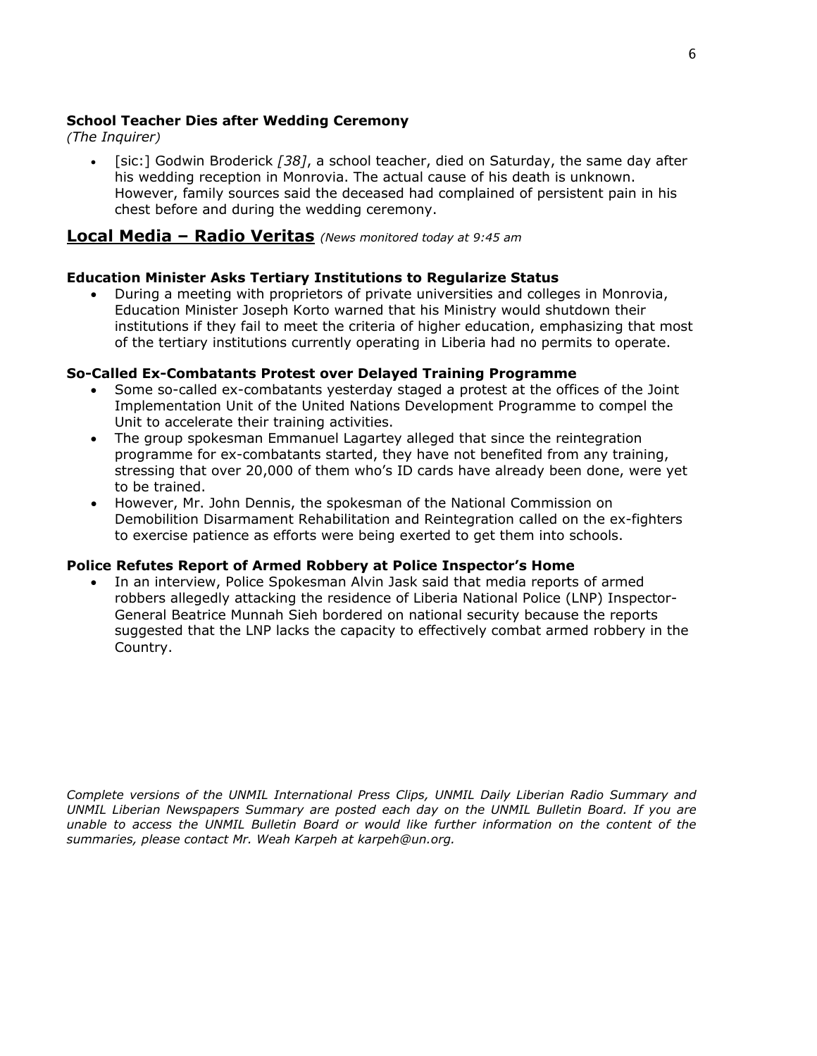**School Teacher Dies after Wedding Ceremony**
*(The Inquirer)*

- [sic:] Godwin Broderick *[38]*, a school teacher, died on Saturday, the same day after his wedding reception in Monrovia. The actual cause of his death is unknown. However, family sources said the deceased had complained of persistent pain in his chest before and during the wedding ceremony.

## **Local Media – Radio Veritas** *(News monitored today at 9:45 am*

**Education Minister Asks Tertiary Institutions to Regularize Status**

- During a meeting with proprietors of private universities and colleges in Monrovia, Education Minister Joseph Korto warned that his Ministry would shutdown their institutions if they fail to meet the criteria of higher education, emphasizing that most of the tertiary institutions currently operating in Liberia had no permits to operate.

**So-Called Ex-Combatants Protest over Delayed Training Programme**

- Some so-called ex-combatants yesterday staged a protest at the offices of the Joint Implementation Unit of the United Nations Development Programme to compel the Unit to accelerate their training activities.
- The group spokesman Emmanuel Lagartey alleged that since the reintegration programme for ex-combatants started, they have not benefited from any training, stressing that over 20,000 of them who's ID cards have already been done, were yet to be trained.
- However, Mr. John Dennis, the spokesman of the National Commission on Demobilition Disarmament Rehabilitation and Reintegration called on the ex-fighters to exercise patience as efforts were being exerted to get them into schools.

**Police Refutes Report of Armed Robbery at Police Inspector's Home**

- In an interview, Police Spokesman Alvin Jask said that media reports of armed robbers allegedly attacking the residence of Liberia National Police (LNP) Inspector-General Beatrice Munnah Sieh bordered on national security because the reports suggested that the LNP lacks the capacity to effectively combat armed robbery in the Country.

*Complete versions of the UNMIL International Press Clips, UNMIL Daily Liberian Radio Summary and UNMIL Liberian Newspapers Summary are posted each day on the UNMIL Bulletin Board. If you are unable to access the UNMIL Bulletin Board or would like further information on the content of the summaries, please contact Mr. Weah Karpeh at karpeh@un.org.*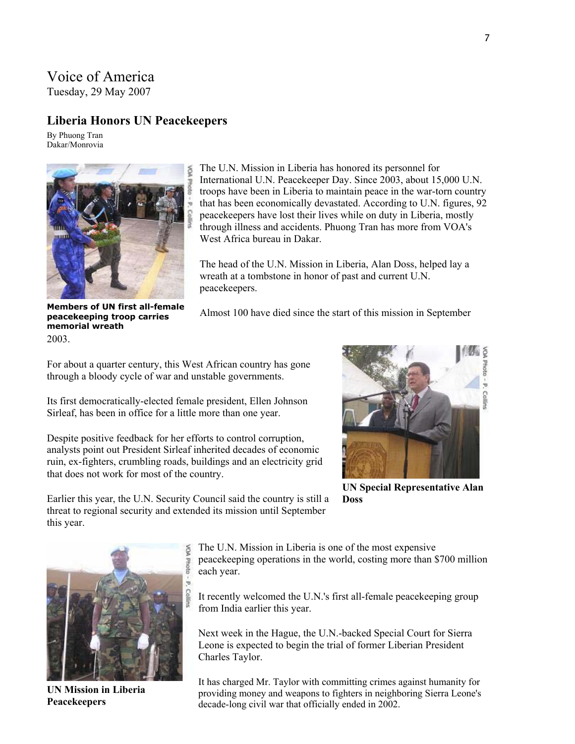Voice of America
Tuesday, 29 May 2007

## Liberia Honors UN Peacekeepers

By Phuong Tran
Dakar/Monrovia

The U.N. Mission in Liberia has honored its personnel for International U.N. Peacekeeper Day. Since 2003, about 15,000 U.N. troops have been in Liberia to maintain peace in the war-torn country that has been economically devastated. According to U.N. figures, 92 peacekeepers have lost their lives while on duty in Liberia, mostly through illness and accidents. Phuong Tran has more from VOA's West Africa bureau in Dakar.

The head of the U.N. Mission in Liberia, Alan Doss, helped lay a wreath at a tombstone in honor of past and current U.N. peacekeepers.

**Members of UN first all-female peacekeeping troop carries memorial wreath**

Almost 100 have died since the start of this mission in September 2003.

For about a quarter century, this West African country has gone through a bloody cycle of war and unstable governments.

Its first democratically-elected female president, Ellen Johnson Sirleaf, has been in office for a little more than one year.

Despite positive feedback for her efforts to control corruption, analysts point out President Sirleaf inherited decades of economic ruin, ex-fighters, crumbling roads, buildings and an electricity grid that does not work for most of the country.

**UN Special Representative Alan Doss**

Earlier this year, the U.N. Security Council said the country is still a threat to regional security and extended its mission until September this year.

The U.N. Mission in Liberia is one of the most expensive peacekeeping operations in the world, costing more than $700 million each year.

It recently welcomed the U.N.'s first all-female peacekeeping group from India earlier this year.

Next week in the Hague, the U.N.-backed Special Court for Sierra Leone is expected to begin the trial of former Liberian President Charles Taylor.

It has charged Mr. Taylor with committing crimes against humanity for providing money and weapons to fighters in neighboring Sierra Leone's decade-long civil war that officially ended in 2002.

**UN Mission in Liberia Peacekeepers**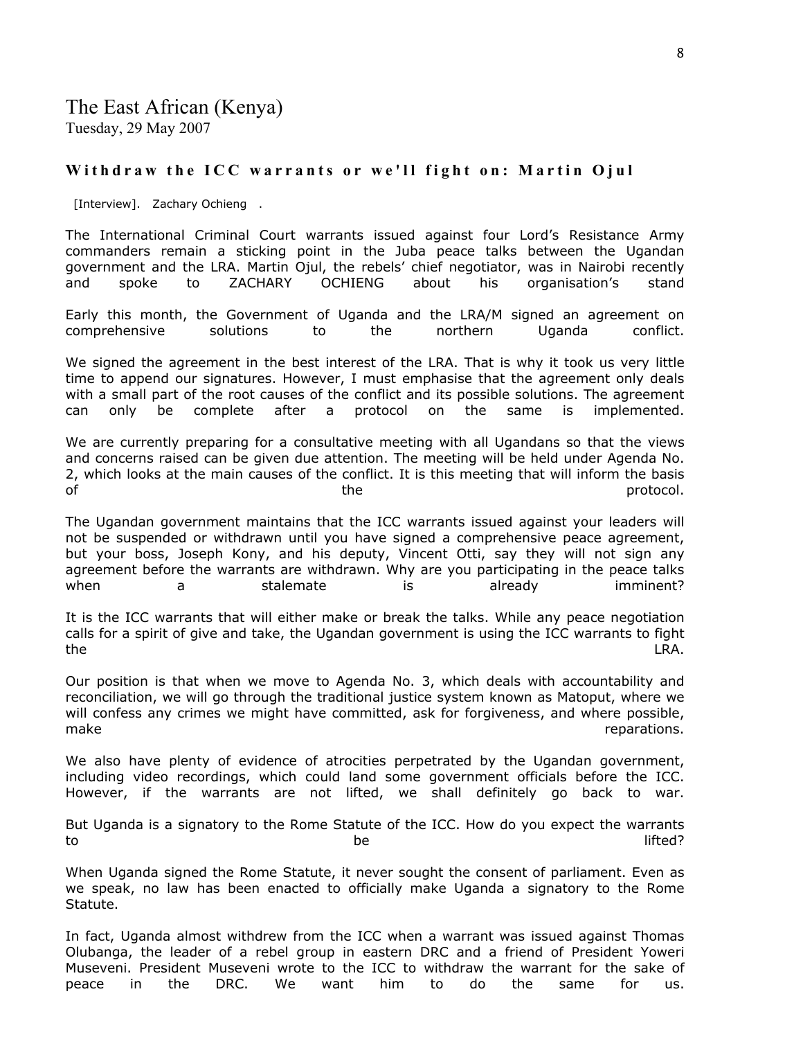# The East African (Kenya)

Tuesday, 29 May 2007

### Withdraw the ICC warrants or we'll fight on: Martin Ojul

[Interview]. Zachary Ochieng .

The International Criminal Court warrants issued against four Lord's Resistance Army commanders remain a sticking point in the Juba peace talks between the Ugandan government and the LRA. Martin Ojul, the rebels' chief negotiator, was in Nairobi recently and spoke to ZACHARY OCHIENG about his organisation's stand

Early this month, the Government of Uganda and the LRA/M signed an agreement on comprehensive solutions to the northern Uganda conflict.

We signed the agreement in the best interest of the LRA. That is why it took us very little time to append our signatures. However, I must emphasise that the agreement only deals with a small part of the root causes of the conflict and its possible solutions. The agreement can only be complete after a protocol on the same is implemented.

We are currently preparing for a consultative meeting with all Ugandans so that the views and concerns raised can be given due attention. The meeting will be held under Agenda No. 2, which looks at the main causes of the conflict. It is this meeting that will inform the basis of the protocol.

The Ugandan government maintains that the ICC warrants issued against your leaders will not be suspended or withdrawn until you have signed a comprehensive peace agreement, but your boss, Joseph Kony, and his deputy, Vincent Otti, say they will not sign any agreement before the warrants are withdrawn. Why are you participating in the peace talks when a stalemate is already imminent?

It is the ICC warrants that will either make or break the talks. While any peace negotiation calls for a spirit of give and take, the Ugandan government is using the ICC warrants to fight the LRA.

Our position is that when we move to Agenda No. 3, which deals with accountability and reconciliation, we will go through the traditional justice system known as Matoput, where we will confess any crimes we might have committed, ask for forgiveness, and where possible, make reparations.

We also have plenty of evidence of atrocities perpetrated by the Ugandan government, including video recordings, which could land some government officials before the ICC. However, if the warrants are not lifted, we shall definitely go back to war.

But Uganda is a signatory to the Rome Statute of the ICC. How do you expect the warrants to be lifted?

When Uganda signed the Rome Statute, it never sought the consent of parliament. Even as we speak, no law has been enacted to officially make Uganda a signatory to the Rome Statute.

In fact, Uganda almost withdrew from the ICC when a warrant was issued against Thomas Olubanga, the leader of a rebel group in eastern DRC and a friend of President Yoweri Museveni. President Museveni wrote to the ICC to withdraw the warrant for the sake of peace in the DRC. We want him to do the same for us.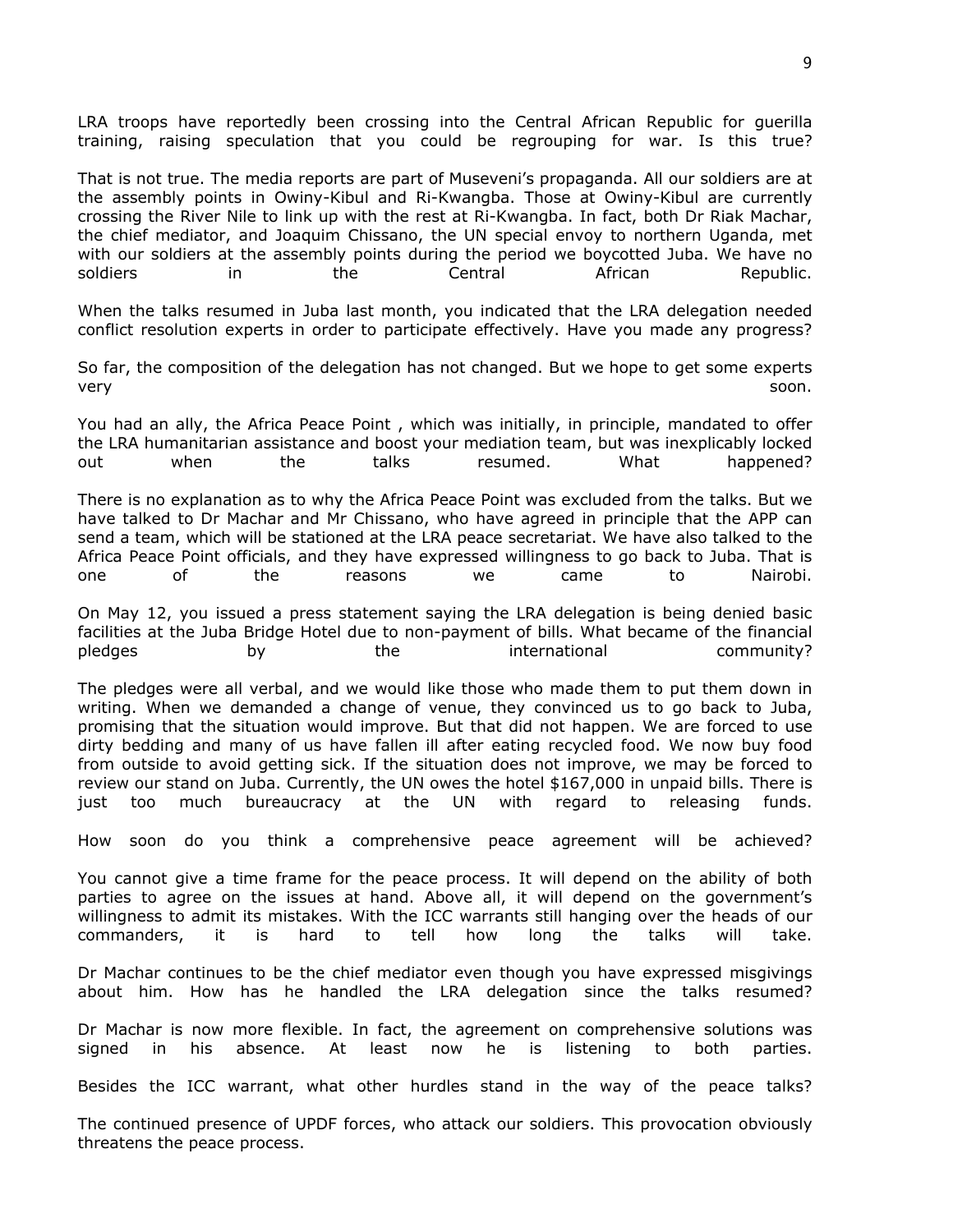LRA troops have reportedly been crossing into the Central African Republic for guerilla training, raising speculation that you could be regrouping for war. Is this true?

That is not true. The media reports are part of Museveni's propaganda. All our soldiers are at the assembly points in Owiny-Kibul and Ri-Kwangba. Those at Owiny-Kibul are currently crossing the River Nile to link up with the rest at Ri-Kwangba. In fact, both Dr Riak Machar, the chief mediator, and Joaquim Chissano, the UN special envoy to northern Uganda, met with our soldiers at the assembly points during the period we boycotted Juba. We have no soldiers in the Central African Republic.

When the talks resumed in Juba last month, you indicated that the LRA delegation needed conflict resolution experts in order to participate effectively. Have you made any progress?

So far, the composition of the delegation has not changed. But we hope to get some experts very soon.

You had an ally, the Africa Peace Point , which was initially, in principle, mandated to offer the LRA humanitarian assistance and boost your mediation team, but was inexplicably locked out when the talks resumed. What happened?

There is no explanation as to why the Africa Peace Point was excluded from the talks. But we have talked to Dr Machar and Mr Chissano, who have agreed in principle that the APP can send a team, which will be stationed at the LRA peace secretariat. We have also talked to the Africa Peace Point officials, and they have expressed willingness to go back to Juba. That is one of the reasons we came to Nairobi.

On May 12, you issued a press statement saying the LRA delegation is being denied basic facilities at the Juba Bridge Hotel due to non-payment of bills. What became of the financial pledges by the international community?

The pledges were all verbal, and we would like those who made them to put them down in writing. When we demanded a change of venue, they convinced us to go back to Juba, promising that the situation would improve. But that did not happen. We are forced to use dirty bedding and many of us have fallen ill after eating recycled food. We now buy food from outside to avoid getting sick. If the situation does not improve, we may be forced to review our stand on Juba. Currently, the UN owes the hotel $167,000 in unpaid bills. There is just too much bureaucracy at the UN with regard to releasing funds.

How soon do you think a comprehensive peace agreement will be achieved?

You cannot give a time frame for the peace process. It will depend on the ability of both parties to agree on the issues at hand. Above all, it will depend on the government's willingness to admit its mistakes. With the ICC warrants still hanging over the heads of our commanders, it is hard to tell how long the talks will take.

Dr Machar continues to be the chief mediator even though you have expressed misgivings about him. How has he handled the LRA delegation since the talks resumed?

Dr Machar is now more flexible. In fact, the agreement on comprehensive solutions was signed in his absence. At least now he is listening to both parties.

Besides the ICC warrant, what other hurdles stand in the way of the peace talks?

The continued presence of UPDF forces, who attack our soldiers. This provocation obviously threatens the peace process.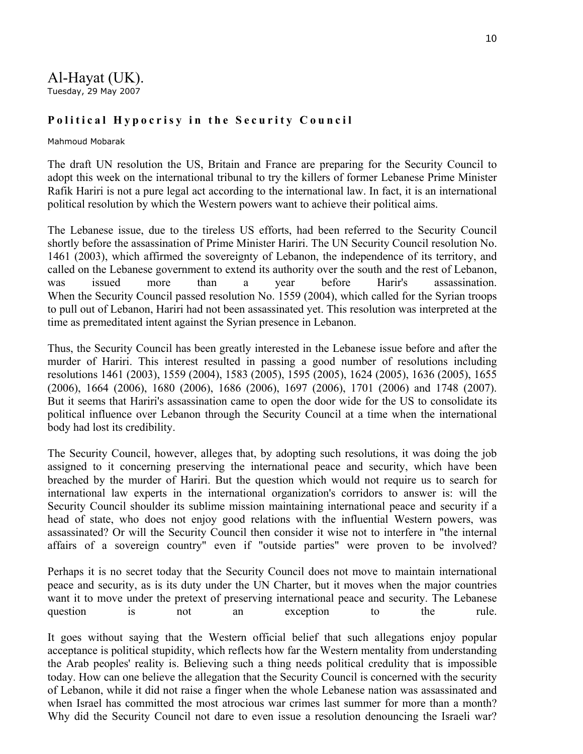# Al-Hayat (UK).

Tuesday, 29 May 2007

## Political Hypocrisy in the Security Council

Mahmoud Mobarak

The draft UN resolution the US, Britain and France are preparing for the Security Council to adopt this week on the international tribunal to try the killers of former Lebanese Prime Minister Rafik Hariri is not a pure legal act according to the international law. In fact, it is an international political resolution by which the Western powers want to achieve their political aims.

The Lebanese issue, due to the tireless US efforts, had been referred to the Security Council shortly before the assassination of Prime Minister Hariri. The UN Security Council resolution No. 1461 (2003), which affirmed the sovereignty of Lebanon, the independence of its territory, and called on the Lebanese government to extend its authority over the south and the rest of Lebanon, was issued more than a year before Harir's assassination. When the Security Council passed resolution No. 1559 (2004), which called for the Syrian troops to pull out of Lebanon, Hariri had not been assassinated yet. This resolution was interpreted at the time as premeditated intent against the Syrian presence in Lebanon.

Thus, the Security Council has been greatly interested in the Lebanese issue before and after the murder of Hariri. This interest resulted in passing a good number of resolutions including resolutions 1461 (2003), 1559 (2004), 1583 (2005), 1595 (2005), 1624 (2005), 1636 (2005), 1655 (2006), 1664 (2006), 1680 (2006), 1686 (2006), 1697 (2006), 1701 (2006) and 1748 (2007). But it seems that Hariri's assassination came to open the door wide for the US to consolidate its political influence over Lebanon through the Security Council at a time when the international body had lost its credibility.

The Security Council, however, alleges that, by adopting such resolutions, it was doing the job assigned to it concerning preserving the international peace and security, which have been breached by the murder of Hariri. But the question which would not require us to search for international law experts in the international organization's corridors to answer is: will the Security Council shoulder its sublime mission maintaining international peace and security if a head of state, who does not enjoy good relations with the influential Western powers, was assassinated? Or will the Security Council then consider it wise not to interfere in "the internal affairs of a sovereign country" even if "outside parties" were proven to be involved?

Perhaps it is no secret today that the Security Council does not move to maintain international peace and security, as is its duty under the UN Charter, but it moves when the major countries want it to move under the pretext of preserving international peace and security. The Lebanese question is not an exception to the rule.

It goes without saying that the Western official belief that such allegations enjoy popular acceptance is political stupidity, which reflects how far the Western mentality from understanding the Arab peoples' reality is. Believing such a thing needs political credulity that is impossible today. How can one believe the allegation that the Security Council is concerned with the security of Lebanon, while it did not raise a finger when the whole Lebanese nation was assassinated and when Israel has committed the most atrocious war crimes last summer for more than a month? Why did the Security Council not dare to even issue a resolution denouncing the Israeli war?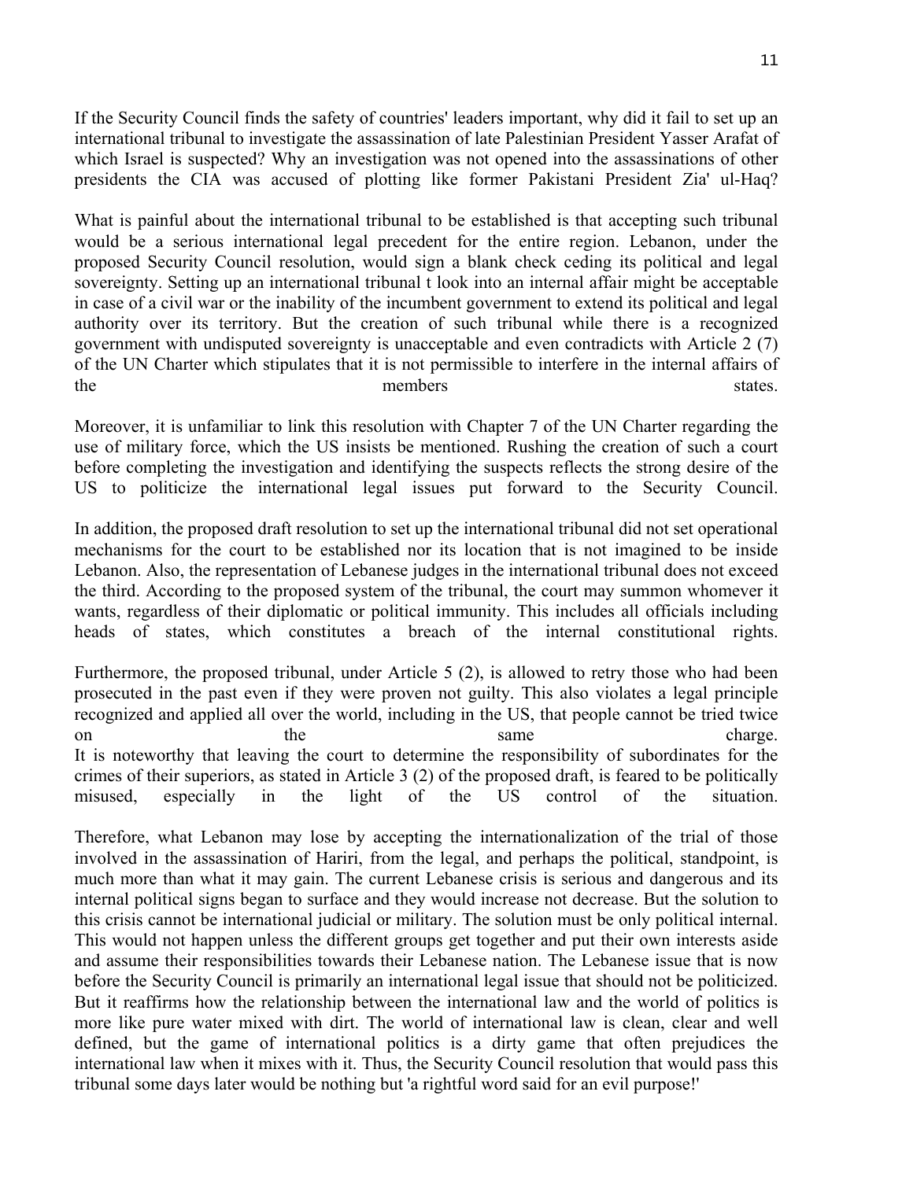If the Security Council finds the safety of countries' leaders important, why did it fail to set up an international tribunal to investigate the assassination of late Palestinian President Yasser Arafat of which Israel is suspected? Why an investigation was not opened into the assassinations of other presidents the CIA was accused of plotting like former Pakistani President Zia' ul-Haq?

What is painful about the international tribunal to be established is that accepting such tribunal would be a serious international legal precedent for the entire region. Lebanon, under the proposed Security Council resolution, would sign a blank check ceding its political and legal sovereignty. Setting up an international tribunal t look into an internal affair might be acceptable in case of a civil war or the inability of the incumbent government to extend its political and legal authority over its territory. But the creation of such tribunal while there is a recognized government with undisputed sovereignty is unacceptable and even contradicts with Article 2 (7) of the UN Charter which stipulates that it is not permissible to interfere in the internal affairs of the members states.

Moreover, it is unfamiliar to link this resolution with Chapter 7 of the UN Charter regarding the use of military force, which the US insists be mentioned. Rushing the creation of such a court before completing the investigation and identifying the suspects reflects the strong desire of the US to politicize the international legal issues put forward to the Security Council.

In addition, the proposed draft resolution to set up the international tribunal did not set operational mechanisms for the court to be established nor its location that is not imagined to be inside Lebanon. Also, the representation of Lebanese judges in the international tribunal does not exceed the third. According to the proposed system of the tribunal, the court may summon whomever it wants, regardless of their diplomatic or political immunity. This includes all officials including heads of states, which constitutes a breach of the internal constitutional rights.

Furthermore, the proposed tribunal, under Article 5 (2), is allowed to retry those who had been prosecuted in the past even if they were proven not guilty. This also violates a legal principle recognized and applied all over the world, including in the US, that people cannot be tried twice on the same charge.
It is noteworthy that leaving the court to determine the responsibility of subordinates for the crimes of their superiors, as stated in Article 3 (2) of the proposed draft, is feared to be politically misused, especially in the light of the US control of the situation.

Therefore, what Lebanon may lose by accepting the internationalization of the trial of those involved in the assassination of Hariri, from the legal, and perhaps the political, standpoint, is much more than what it may gain. The current Lebanese crisis is serious and dangerous and its internal political signs began to surface and they would increase not decrease. But the solution to this crisis cannot be international judicial or military. The solution must be only political internal. This would not happen unless the different groups get together and put their own interests aside and assume their responsibilities towards their Lebanese nation. The Lebanese issue that is now before the Security Council is primarily an international legal issue that should not be politicized. But it reaffirms how the relationship between the international law and the world of politics is more like pure water mixed with dirt. The world of international law is clean, clear and well defined, but the game of international politics is a dirty game that often prejudices the international law when it mixes with it. Thus, the Security Council resolution that would pass this tribunal some days later would be nothing but 'a rightful word said for an evil purpose!'